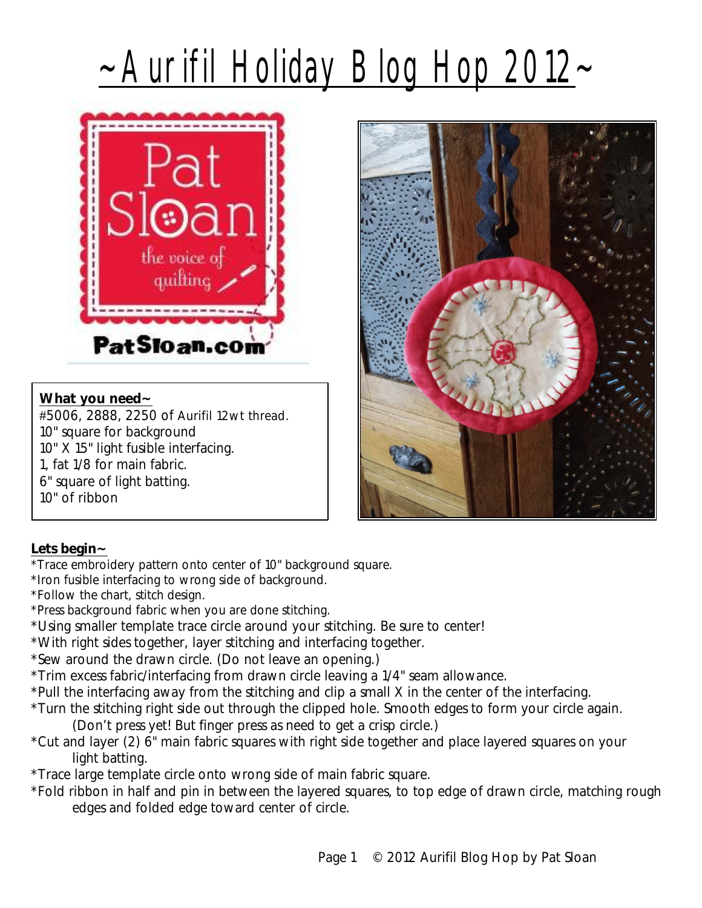# ~Aurifil Holiday Blog Hop 2012~

Pat Sloan
the voice of quilting
PatSloan.com

**What you need~**

#5006, 2888, 2250 of Aurifil 12wt thread.
10" square for background
10" X 15" light fusible interfacing.
1, fat 1/8 for main fabric.
6" square of light batting.
10" of ribbon

**Lets begin~**

*Trace embroidery pattern onto center of 10" background square.
*Iron fusible interfacing to wrong side of background.
*Follow the chart, stitch design.
*Press background fabric when you are done stitching.
*Using smaller template trace circle around your stitching. Be sure to center!
*With right sides together, layer stitching and interfacing together.
*Sew around the drawn circle. (Do not leave an opening.)
*Trim excess fabric/interfacing from drawn circle leaving a 1/4" seam allowance.
*Pull the interfacing away from the stitching and clip a small X in the center of the interfacing.
*Turn the stitching right side out through the clipped hole. Smooth edges to form your circle again. (Don't press yet! But finger press as need to get a crisp circle.)
*Cut and layer (2) 6" main fabric squares with right side together and place layered squares on your light batting.
*Trace large template circle onto wrong side of main fabric square.
*Fold ribbon in half and pin in between the layered squares, to top edge of drawn circle, matching rough edges and folded edge toward center of circle.

© 2012 Aurifil Blog Hop by Pat Sloan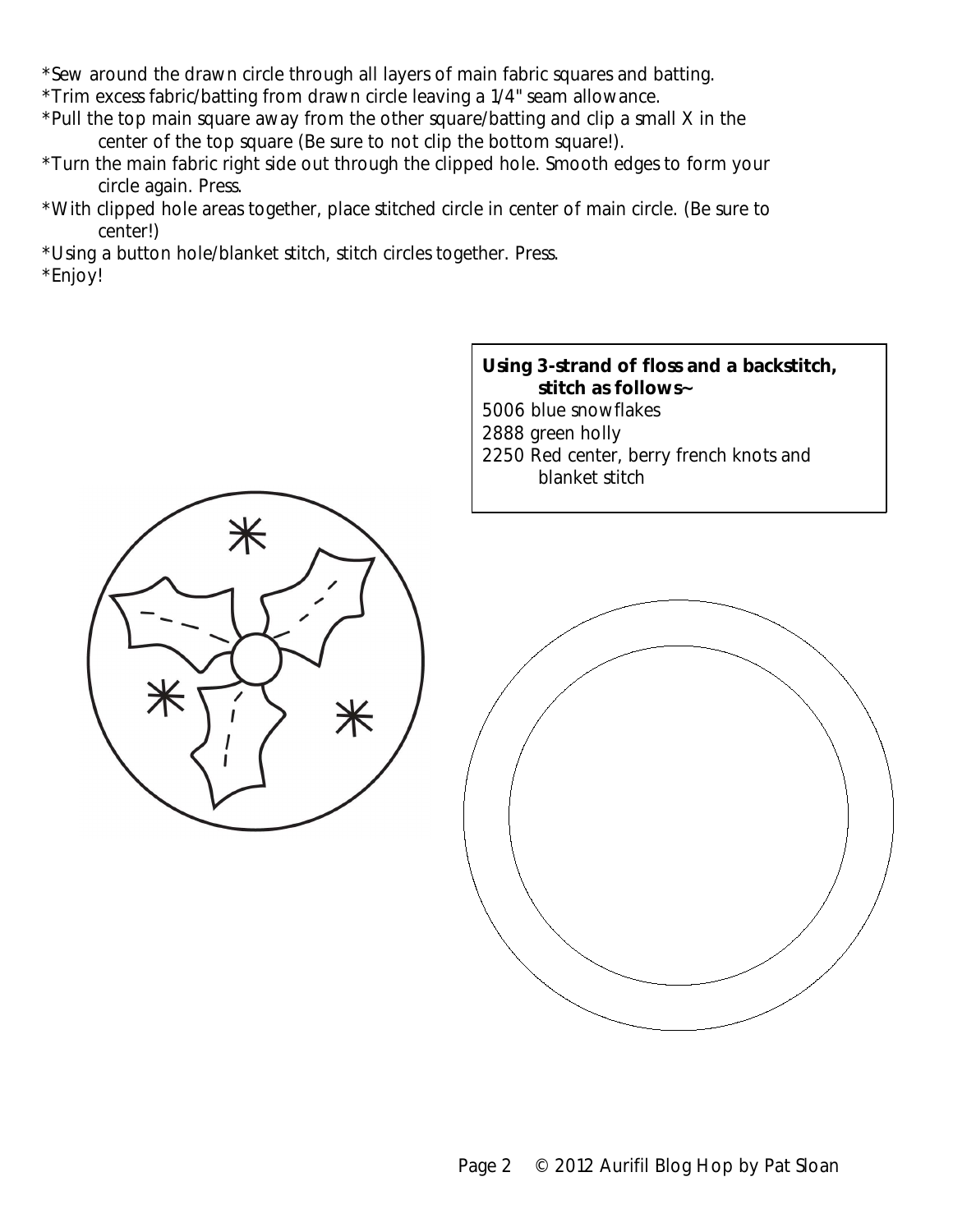*Sew around the drawn circle through all layers of main fabric squares and batting.
*Trim excess fabric/batting from drawn circle leaving a 1/4" seam allowance.
*Pull the top main square away from the other square/batting and clip a small X in the center of the top square (Be sure to not clip the bottom square!).
*Turn the main fabric right side out through the clipped hole. Smooth edges to form your circle again. Press.
*With clipped hole areas together, place stitched circle in center of main circle. (Be sure to center!)
*Using a button hole/blanket stitch, stitch circles together. Press.
*Enjoy!

**Using 3-strand of floss and a backstitch, stitch as follows~**
5006 blue snowflakes
2888 green holly
2250 Red center, berry french knots and blanket stitch